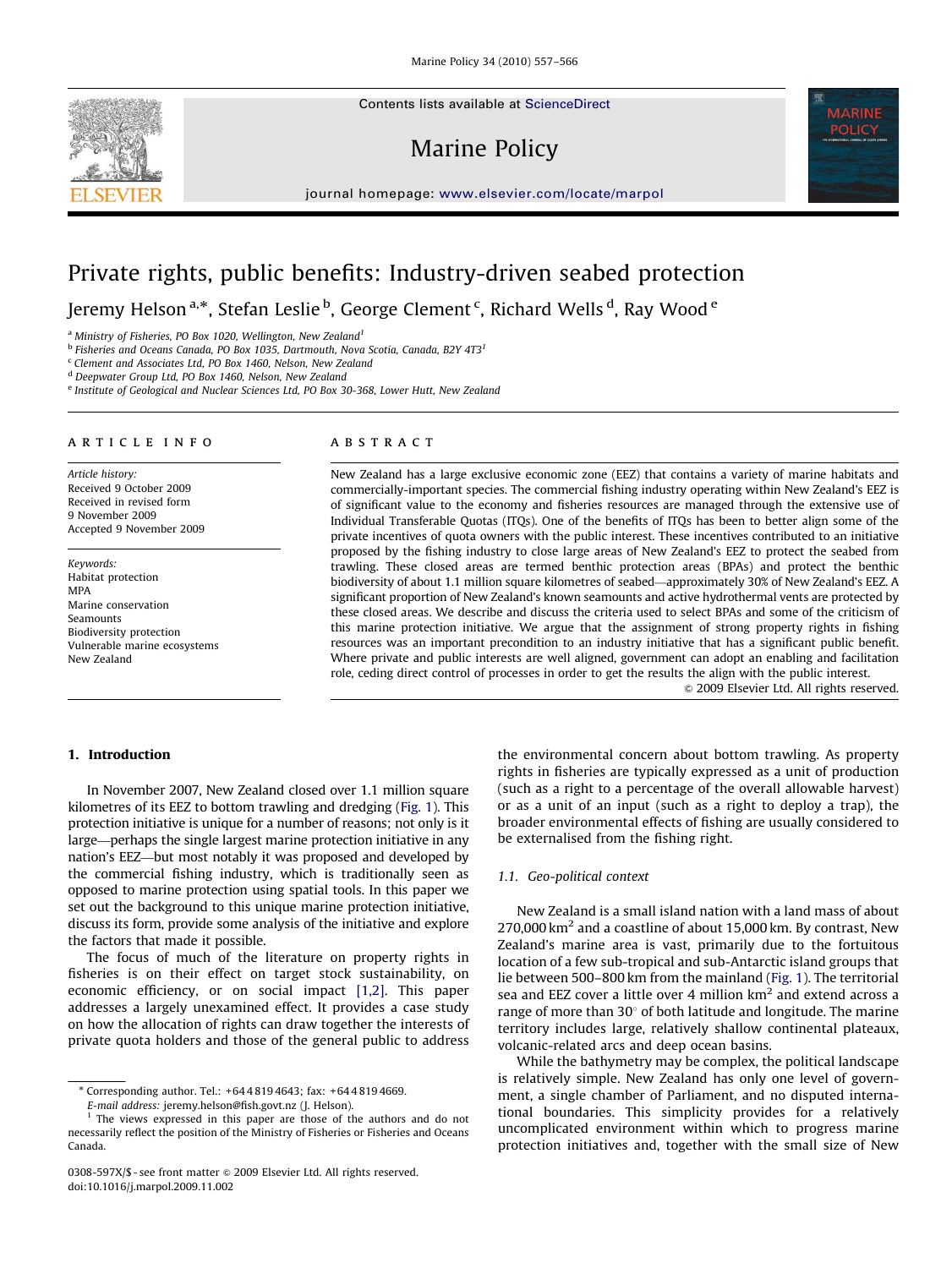# Private rights, public benefits: Industry-driven seabed protection

Jeremy Helson [a,*], Stefan Leslie [b], George Clement [c], Richard Wells [d], Ray Wood [e]

[a] Ministry of Fisheries, PO Box 1020, Wellington, New Zealand [1]
[b] Fisheries and Oceans Canada, PO Box 1035, Dartmouth, Nova Scotia, Canada, B2Y 4T3 [1]
[c] Clement and Associates Ltd, PO Box 1460, Nelson, New Zealand
[d] Deepwater Group Ltd, PO Box 1460, Nelson, New Zealand
[e] Institute of Geological and Nuclear Sciences Ltd, PO Box 30-368, Lower Hutt, New Zealand

**ARTICLE INFO**

*Article history:*
Received 9 October 2009
Received in revised form
9 November 2009
Accepted 9 November 2009

*Keywords:*
Habitat protection
MPA
Marine conservation
Seamounts
Biodiversity protection
Vulnerable marine ecosystems
New Zealand

**ABSTRACT**

New Zealand has a large exclusive economic zone (EEZ) that contains a variety of marine habitats and commercially-important species. The commercial fishing industry operating within New Zealand's EEZ is of significant value to the economy and fisheries resources are managed through the extensive use of Individual Transferable Quotas (ITQs). One of the benefits of ITQs has been to better align some of the private incentives of quota owners with the public interest. These incentives contributed to an initiative proposed by the fishing industry to close large areas of New Zealand's EEZ to protect the seabed from trawling. These closed areas are termed benthic protection areas (BPAs) and protect the benthic biodiversity of about 1.1 million square kilometres of seabed—approximately 30% of New Zealand's EEZ. A significant proportion of New Zealand's known seamounts and active hydrothermal vents are protected by these closed areas. We describe and discuss the criteria used to select BPAs and some of the criticism of this marine protection initiative. We argue that the assignment of strong property rights in fishing resources was an important precondition to an industry initiative that has a significant public benefit. Where private and public interests are well aligned, government can adopt an enabling and facilitation role, ceding direct control of processes in order to get the results the align with the public interest.

© 2009 Elsevier Ltd. All rights reserved.

## 1. Introduction

In November 2007, New Zealand closed over 1.1 million square kilometres of its EEZ to bottom trawling and dredging (Fig. 1). This protection initiative is unique for a number of reasons; not only is it large—perhaps the single largest marine protection initiative in any nation's EEZ—but most notably it was proposed and developed by the commercial fishing industry, which is traditionally seen as opposed to marine protection using spatial tools. In this paper we set out the background to this unique marine protection initiative, discuss its form, provide some analysis of the initiative and explore the factors that made it possible.

The focus of much of the literature on property rights in fisheries is on their effect on target stock sustainability, on economic efficiency, or on social impact [1,2]. This paper addresses a largely unexamined effect. It provides a case study on how the allocation of rights can draw together the interests of private quota holders and those of the general public to address the environmental concern about bottom trawling. As property rights in fisheries are typically expressed as a unit of production (such as a right to a percentage of the overall allowable harvest) or as a unit of an input (such as a right to deploy a trap), the broader environmental effects of fishing are usually considered to be externalised from the fishing right.

### 1.1. Geo-political context

New Zealand is a small island nation with a land mass of about 270,000 km$^2$ and a coastline of about 15,000 km. By contrast, New Zealand's marine area is vast, primarily due to the fortuitous location of a few sub-tropical and sub-Antarctic island groups that lie between 500–800 km from the mainland (Fig. 1). The territorial sea and EEZ cover a little over 4 million km$^2$ and extend across a range of more than 30° of both latitude and longitude. The marine territory includes large, relatively shallow continental plateaux, volcanic-related arcs and deep ocean basins.

While the bathymetry may be complex, the political landscape is relatively simple. New Zealand has only one level of government, a single chamber of Parliament, and no disputed international boundaries. This simplicity provides for a relatively uncomplicated environment within which to progress marine protection initiatives and, together with the small size of New

* Corresponding author. Tel.: +64 4 819 4643; fax: +64 4 819 4669.
E-mail address: jeremy.helson@fish.govt.nz (J. Helson).
[1] The views expressed in this paper are those of the authors and do not necessarily reflect the position of the Ministry of Fisheries or Fisheries and Oceans Canada.

0308-597X/$ - see front matter © 2009 Elsevier Ltd. All rights reserved.
doi:10.1016/j.marpol.2009.11.002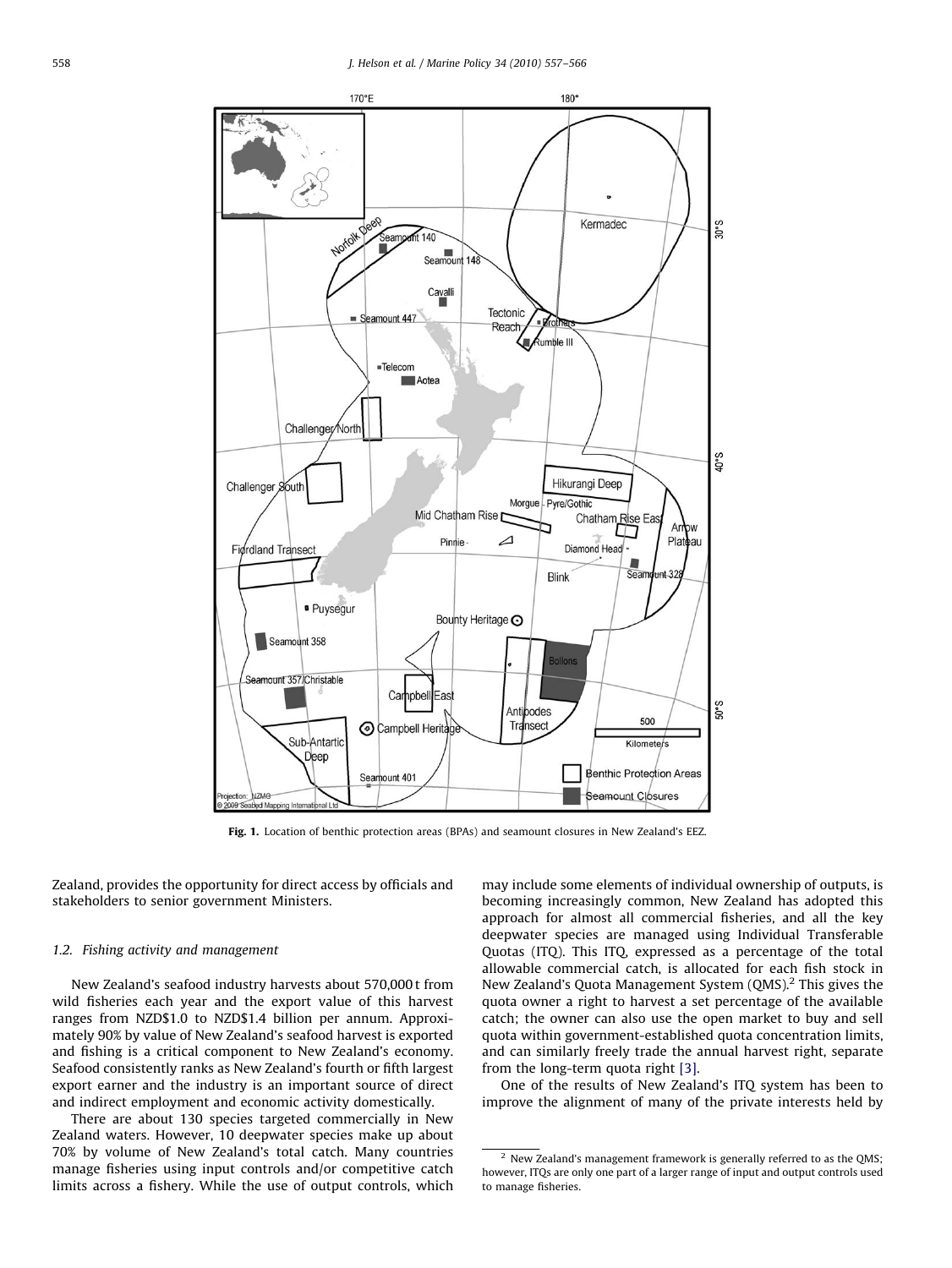Fig. 1. Location of benthic protection areas (BPAs) and seamount closures in New Zealand's EEZ.

Zealand, provides the opportunity for direct access by officials and stakeholders to senior government Ministers.

### 1.2. Fishing activity and management

New Zealand's seafood industry harvests about 570,000 t from wild fisheries each year and the export value of this harvest ranges from NZD$1.0 to NZD$1.4 billion per annum. Approximately 90% by value of New Zealand's seafood harvest is exported and fishing is a critical component to New Zealand's economy. Seafood consistently ranks as New Zealand's fourth or fifth largest export earner and the industry is an important source of direct and indirect employment and economic activity domestically.

There are about 130 species targeted commercially in New Zealand waters. However, 10 deepwater species make up about 70% by volume of New Zealand's total catch. Many countries manage fisheries using input controls and/or competitive catch limits across a fishery. While the use of output controls, which may include some elements of individual ownership of outputs, is becoming increasingly common, New Zealand has adopted this approach for almost all commercial fisheries, and all the key deepwater species are managed using Individual Transferable Quotas (ITQ). This ITQ, expressed as a percentage of the total allowable commercial catch, is allocated for each fish stock in New Zealand's Quota Management System (QMS).[2] This gives the quota owner a right to harvest a set percentage of the available catch; the owner can also use the open market to buy and sell quota within government-established quota concentration limits, and can similarly freely trade the annual harvest right, separate from the long-term quota right [3].

One of the results of New Zealand's ITQ system has been to improve the alignment of many of the private interests held by

[2] New Zealand's management framework is generally referred to as the QMS; however, ITQs are only one part of a larger range of input and output controls used to manage fisheries.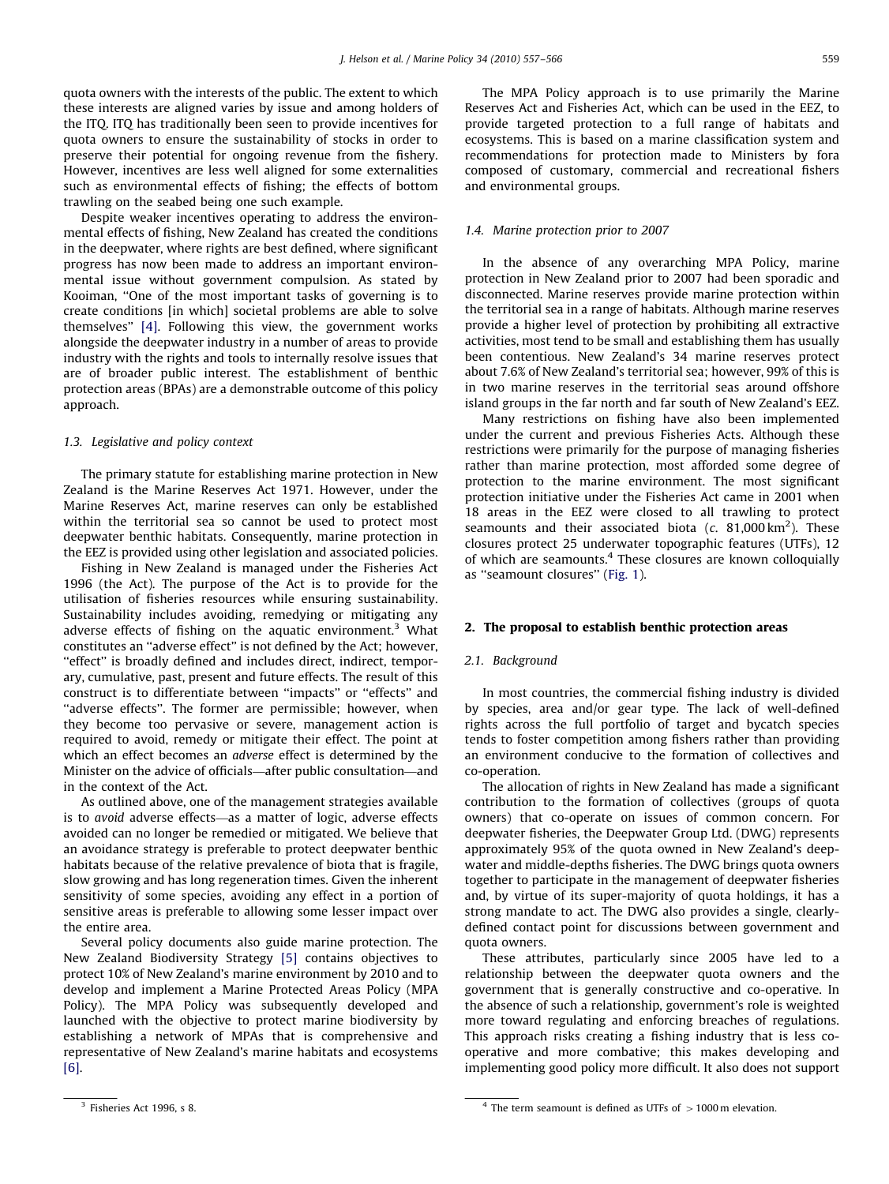quota owners with the interests of the public. The extent to which these interests are aligned varies by issue and among holders of the ITQ. ITQ has traditionally been seen to provide incentives for quota owners to ensure the sustainability of stocks in order to preserve their potential for ongoing revenue from the fishery. However, incentives are less well aligned for some externalities such as environmental effects of fishing; the effects of bottom trawling on the seabed being one such example.

Despite weaker incentives operating to address the environmental effects of fishing, New Zealand has created the conditions in the deepwater, where rights are best defined, where significant progress has now been made to address an important environmental issue without government compulsion. As stated by Kooiman, "One of the most important tasks of governing is to create conditions [in which] societal problems are able to solve themselves" [4]. Following this view, the government works alongside the deepwater industry in a number of areas to provide industry with the rights and tools to internally resolve issues that are of broader public interest. The establishment of benthic protection areas (BPAs) are a demonstrable outcome of this policy approach.

### 1.3. Legislative and policy context

The primary statute for establishing marine protection in New Zealand is the Marine Reserves Act 1971. However, under the Marine Reserves Act, marine reserves can only be established within the territorial sea so cannot be used to protect most deepwater benthic habitats. Consequently, marine protection in the EEZ is provided using other legislation and associated policies.

Fishing in New Zealand is managed under the Fisheries Act 1996 (the Act). The purpose of the Act is to provide for the utilisation of fisheries resources while ensuring sustainability. Sustainability includes avoiding, remedying or mitigating any adverse effects of fishing on the aquatic environment.[3] What constitutes an "adverse effect" is not defined by the Act; however, "effect" is broadly defined and includes direct, indirect, temporary, cumulative, past, present and future effects. The result of this construct is to differentiate between "impacts" or "effects" and "adverse effects". The former are permissible; however, when they become too pervasive or severe, management action is required to avoid, remedy or mitigate their effect. The point at which an effect becomes an *adverse* effect is determined by the Minister on the advice of officials—after public consultation—and in the context of the Act.

As outlined above, one of the management strategies available is to *avoid* adverse effects—as a matter of logic, adverse effects avoided can no longer be remedied or mitigated. We believe that an avoidance strategy is preferable to protect deepwater benthic habitats because of the relative prevalence of biota that is fragile, slow growing and has long regeneration times. Given the inherent sensitivity of some species, avoiding any effect in a portion of sensitive areas is preferable to allowing some lesser impact over the entire area.

Several policy documents also guide marine protection. The New Zealand Biodiversity Strategy [5] contains objectives to protect 10% of New Zealand's marine environment by 2010 and to develop and implement a Marine Protected Areas Policy (MPA Policy). The MPA Policy was subsequently developed and launched with the objective to protect marine biodiversity by establishing a network of MPAs that is comprehensive and representative of New Zealand's marine habitats and ecosystems [6].

The MPA Policy approach is to use primarily the Marine Reserves Act and Fisheries Act, which can be used in the EEZ, to provide targeted protection to a full range of habitats and ecosystems. This is based on a marine classification system and recommendations for protection made to Ministers by fora composed of customary, commercial and recreational fishers and environmental groups.

### 1.4. Marine protection prior to 2007

In the absence of any overarching MPA Policy, marine protection in New Zealand prior to 2007 had been sporadic and disconnected. Marine reserves provide marine protection within the territorial sea in a range of habitats. Although marine reserves provide a higher level of protection by prohibiting all extractive activities, most tend to be small and establishing them has usually been contentious. New Zealand's 34 marine reserves protect about 7.6% of New Zealand's territorial sea; however, 99% of this is in two marine reserves in the territorial seas around offshore island groups in the far north and far south of New Zealand's EEZ.

Many restrictions on fishing have also been implemented under the current and previous Fisheries Acts. Although these restrictions were primarily for the purpose of managing fisheries rather than marine protection, most afforded some degree of protection to the marine environment. The most significant protection initiative under the Fisheries Act came in 2001 when 18 areas in the EEZ were closed to all trawling to protect seamounts and their associated biota (*c.* 81,000 km$^2$). These closures protect 25 underwater topographic features (UTFs), 12 of which are seamounts.[4] These closures are known colloquially as "seamount closures" (Fig. 1).

## 2. The proposal to establish benthic protection areas

### 2.1. Background

In most countries, the commercial fishing industry is divided by species, area and/or gear type. The lack of well-defined rights across the full portfolio of target and bycatch species tends to foster competition among fishers rather than providing an environment conducive to the formation of collectives and co-operation.

The allocation of rights in New Zealand has made a significant contribution to the formation of collectives (groups of quota owners) that co-operate on issues of common concern. For deepwater fisheries, the Deepwater Group Ltd. (DWG) represents approximately 95% of the quota owned in New Zealand's deepwater and middle-depths fisheries. The DWG brings quota owners together to participate in the management of deepwater fisheries and, by virtue of its super-majority of quota holdings, it has a strong mandate to act. The DWG also provides a single, clearly-defined contact point for discussions between government and quota owners.

These attributes, particularly since 2005 have led to a relationship between the deepwater quota owners and the government that is generally constructive and co-operative. In the absence of such a relationship, government's role is weighted more toward regulating and enforcing breaches of regulations. This approach risks creating a fishing industry that is less co-operative and more combative; this makes developing and implementing good policy more difficult. It also does not support

[3] Fisheries Act 1996, s 8.

[4] The term seamount is defined as UTFs of $>1000$ m elevation.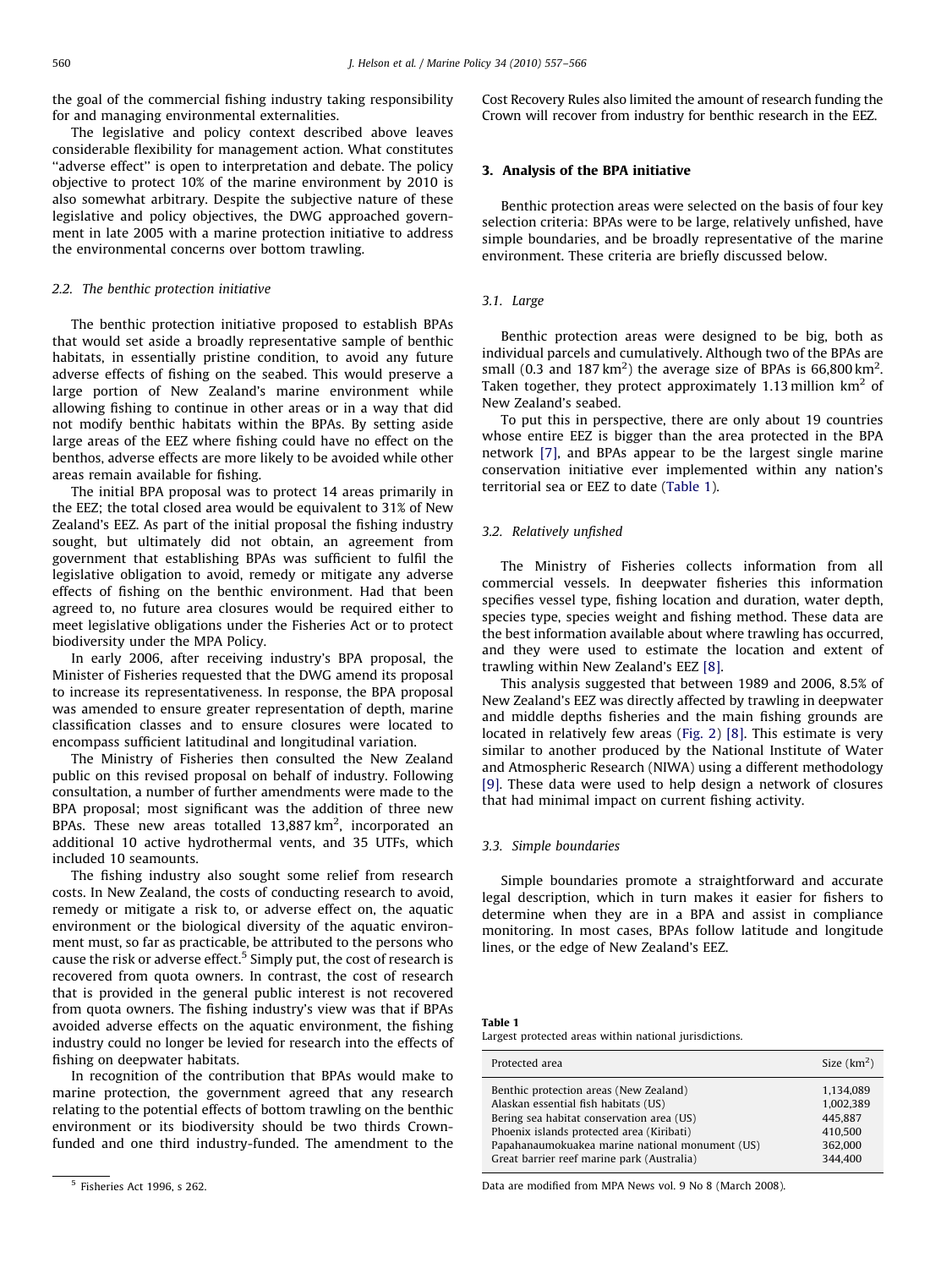the goal of the commercial fishing industry taking responsibility for and managing environmental externalities.

The legislative and policy context described above leaves considerable flexibility for management action. What constitutes ''adverse effect'' is open to interpretation and debate. The policy objective to protect 10% of the marine environment by 2010 is also somewhat arbitrary. Despite the subjective nature of these legislative and policy objectives, the DWG approached government in late 2005 with a marine protection initiative to address the environmental concerns over bottom trawling.

### 2.2. The benthic protection initiative

The benthic protection initiative proposed to establish BPAs that would set aside a broadly representative sample of benthic habitats, in essentially pristine condition, to avoid any future adverse effects of fishing on the seabed. This would preserve a large portion of New Zealand's marine environment while allowing fishing to continue in other areas or in a way that did not modify benthic habitats within the BPAs. By setting aside large areas of the EEZ where fishing could have no effect on the benthos, adverse effects are more likely to be avoided while other areas remain available for fishing.

The initial BPA proposal was to protect 14 areas primarily in the EEZ; the total closed area would be equivalent to 31% of New Zealand's EEZ. As part of the initial proposal the fishing industry sought, but ultimately did not obtain, an agreement from government that establishing BPAs was sufficient to fulfil the legislative obligation to avoid, remedy or mitigate any adverse effects of fishing on the benthic environment. Had that been agreed to, no future area closures would be required either to meet legislative obligations under the Fisheries Act or to protect biodiversity under the MPA Policy.

In early 2006, after receiving industry's BPA proposal, the Minister of Fisheries requested that the DWG amend its proposal to increase its representativeness. In response, the BPA proposal was amended to ensure greater representation of depth, marine classification classes and to ensure closures were located to encompass sufficient latitudinal and longitudinal variation.

The Ministry of Fisheries then consulted the New Zealand public on this revised proposal on behalf of industry. Following consultation, a number of further amendments were made to the BPA proposal; most significant was the addition of three new BPAs. These new areas totalled 13,887 km$^2$, incorporated an additional 10 active hydrothermal vents, and 35 UTFs, which included 10 seamounts.

The fishing industry also sought some relief from research costs. In New Zealand, the costs of conducting research to avoid, remedy or mitigate a risk to, or adverse effect on, the aquatic environment or the biological diversity of the aquatic environment must, so far as practicable, be attributed to the persons who cause the risk or adverse effect.[5] Simply put, the cost of research is recovered from quota owners. In contrast, the cost of research that is provided in the general public interest is not recovered from quota owners. The fishing industry's view was that if BPAs avoided adverse effects on the aquatic environment, the fishing industry could no longer be levied for research into the effects of fishing on deepwater habitats.

In recognition of the contribution that BPAs would make to marine protection, the government agreed that any research relating to the potential effects of bottom trawling on the benthic environment or its biodiversity should be two thirds Crown-funded and one third industry-funded. The amendment to the Cost Recovery Rules also limited the amount of research funding the Crown will recover from industry for benthic research in the EEZ.

[5] Fisheries Act 1996, s 262.

## 3. Analysis of the BPA initiative

Benthic protection areas were selected on the basis of four key selection criteria: BPAs were to be large, relatively unfished, have simple boundaries, and be broadly representative of the marine environment. These criteria are briefly discussed below.

### 3.1. Large

Benthic protection areas were designed to be big, both as individual parcels and cumulatively. Although two of the BPAs are small (0.3 and 187 km$^2$) the average size of BPAs is 66,800 km$^2$. Taken together, they protect approximately 1.13 million km$^2$ of New Zealand's seabed.

To put this in perspective, there are only about 19 countries whose entire EEZ is bigger than the area protected in the BPA network [7], and BPAs appear to be the largest single marine conservation initiative ever implemented within any nation's territorial sea or EEZ to date (Table 1).

### 3.2. Relatively unfished

The Ministry of Fisheries collects information from all commercial vessels. In deepwater fisheries this information specifies vessel type, fishing location and duration, water depth, species type, species weight and fishing method. These data are the best information available about where trawling has occurred, and they were used to estimate the location and extent of trawling within New Zealand's EEZ [8].

This analysis suggested that between 1989 and 2006, 8.5% of New Zealand's EEZ was directly affected by trawling in deepwater and middle depths fisheries and the main fishing grounds are located in relatively few areas (Fig. 2) [8]. This estimate is very similar to another produced by the National Institute of Water and Atmospheric Research (NIWA) using a different methodology [9]. These data were used to help design a network of closures that had minimal impact on current fishing activity.

### 3.3. Simple boundaries

Simple boundaries promote a straightforward and accurate legal description, which in turn makes it easier for fishers to determine when they are in a BPA and assist in compliance monitoring. In most cases, BPAs follow latitude and longitude lines, or the edge of New Zealand's EEZ.

**Table 1**
Largest protected areas within national jurisdictions.

| Protected area | Size (km$^2$) |
|---|---|
| Benthic protection areas (New Zealand) | 1,134,089 |
| Alaskan essential fish habitats (US) | 1,002,389 |
| Bering sea habitat conservation area (US) | 445,887 |
| Phoenix islands protected area (Kiribati) | 410,500 |
| Papahanaumokuakea marine national monument (US) | 362,000 |
| Great barrier reef marine park (Australia) | 344,400 |

Data are modified from MPA News vol. 9 No 8 (March 2008).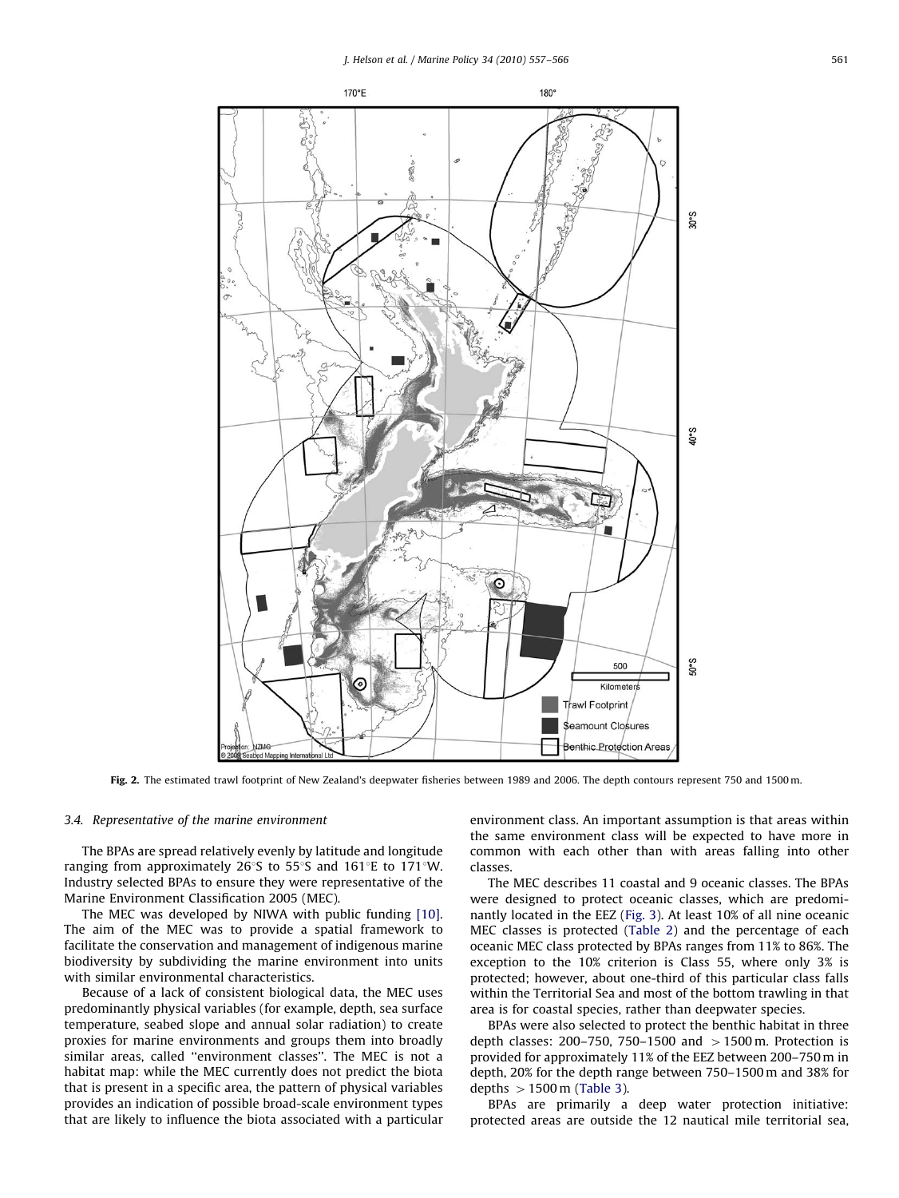Fig. 2. The estimated trawl footprint of New Zealand's deepwater fisheries between 1989 and 2006. The depth contours represent 750 and 1500 m.

### 3.4. Representative of the marine environment

The BPAs are spread relatively evenly by latitude and longitude ranging from approximately 26°S to 55°S and 161°E to 171°W. Industry selected BPAs to ensure they were representative of the Marine Environment Classification 2005 (MEC).

The MEC was developed by NIWA with public funding [10]. The aim of the MEC was to provide a spatial framework to facilitate the conservation and management of indigenous marine biodiversity by subdividing the marine environment into units with similar environmental characteristics.

Because of a lack of consistent biological data, the MEC uses predominantly physical variables (for example, depth, sea surface temperature, seabed slope and annual solar radiation) to create proxies for marine environments and groups them into broadly similar areas, called "environment classes". The MEC is not a habitat map: while the MEC currently does not predict the biota that is present in a specific area, the pattern of physical variables provides an indication of possible broad-scale environment types that are likely to influence the biota associated with a particular environment class. An important assumption is that areas within the same environment class will be expected to have more in common with each other than with areas falling into other classes.

The MEC describes 11 coastal and 9 oceanic classes. The BPAs were designed to protect oceanic classes, which are predominantly located in the EEZ (Fig. 3). At least 10% of all nine oceanic MEC classes is protected (Table 2) and the percentage of each oceanic MEC class protected by BPAs ranges from 11% to 86%. The exception to the 10% criterion is Class 55, where only 3% is protected; however, about one-third of this particular class falls within the Territorial Sea and most of the bottom trawling in that area is for coastal species, rather than deepwater species.

BPAs were also selected to protect the benthic habitat in three depth classes: 200–750, 750–1500 and >1500 m. Protection is provided for approximately 11% of the EEZ between 200–750 m in depth, 20% for the depth range between 750–1500 m and 38% for depths >1500 m (Table 3).

BPAs are primarily a deep water protection initiative: protected areas are outside the 12 nautical mile territorial sea,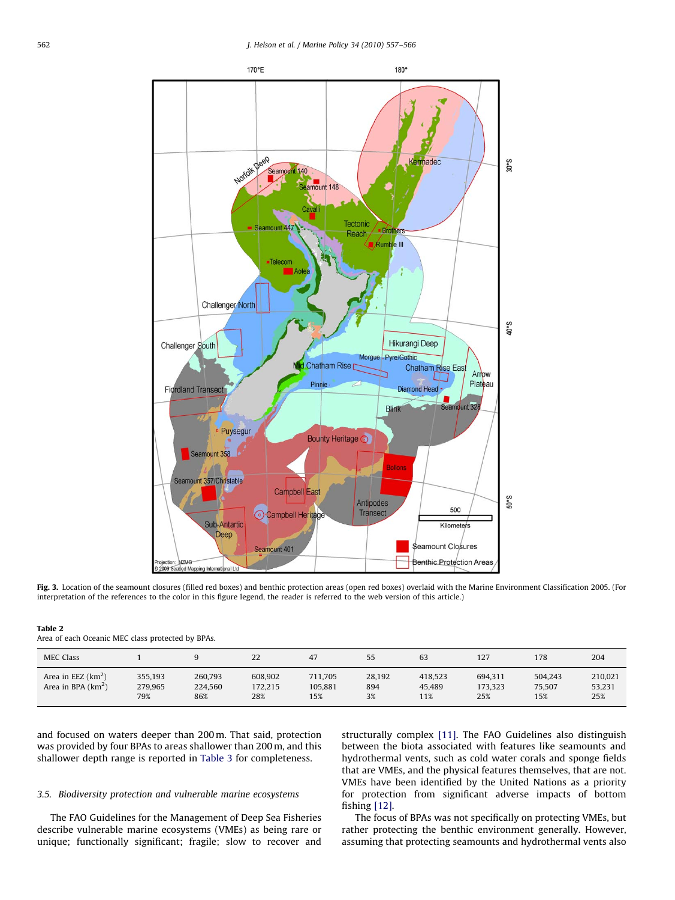**Fig. 3.** Location of the seamount closures (filled red boxes) and benthic protection areas (open red boxes) overlaid with the Marine Environment Classification 2005. (For interpretation of the references to the color in this figure legend, the reader is referred to the web version of this article.)

**Table 2**
Area of each Oceanic MEC class protected by BPAs.

| MEC Class | 1 | 9 | 22 | 47 | 55 | 63 | 127 | 178 | 204 |
|---|---|---|---|---|---|---|---|---|---|
| Area in EEZ (km$^2$) | 355,193 | 260,793 | 608,902 | 711,705 | 28,192 | 418,523 | 694,311 | 504,243 | 210,021 |
| Area in BPA (km$^2$) | 279,965 | 224,560 | 172,215 | 105,881 | 894 | 45,489 | 173,323 | 75,507 | 53,231 |
| | 79% | 86% | 28% | 15% | 3% | 11% | 25% | 15% | 25% |

and focused on waters deeper than 200 m. That said, protection was provided by four BPAs to areas shallower than 200 m, and this shallower depth range is reported in Table 3 for completeness.

### 3.5. Biodiversity protection and vulnerable marine ecosystems

The FAO Guidelines for the Management of Deep Sea Fisheries describe vulnerable marine ecosystems (VMEs) as being rare or unique; functionally significant; fragile; slow to recover and structurally complex [11]. The FAO Guidelines also distinguish between the biota associated with features like seamounts and hydrothermal vents, such as cold water corals and sponge fields that are VMEs, and the physical features themselves, that are not. VMEs have been identified by the United Nations as a priority for protection from significant adverse impacts of bottom fishing [12].

The focus of BPAs was not specifically on protecting VMEs, but rather protecting the benthic environment generally. However, assuming that protecting seamounts and hydrothermal vents also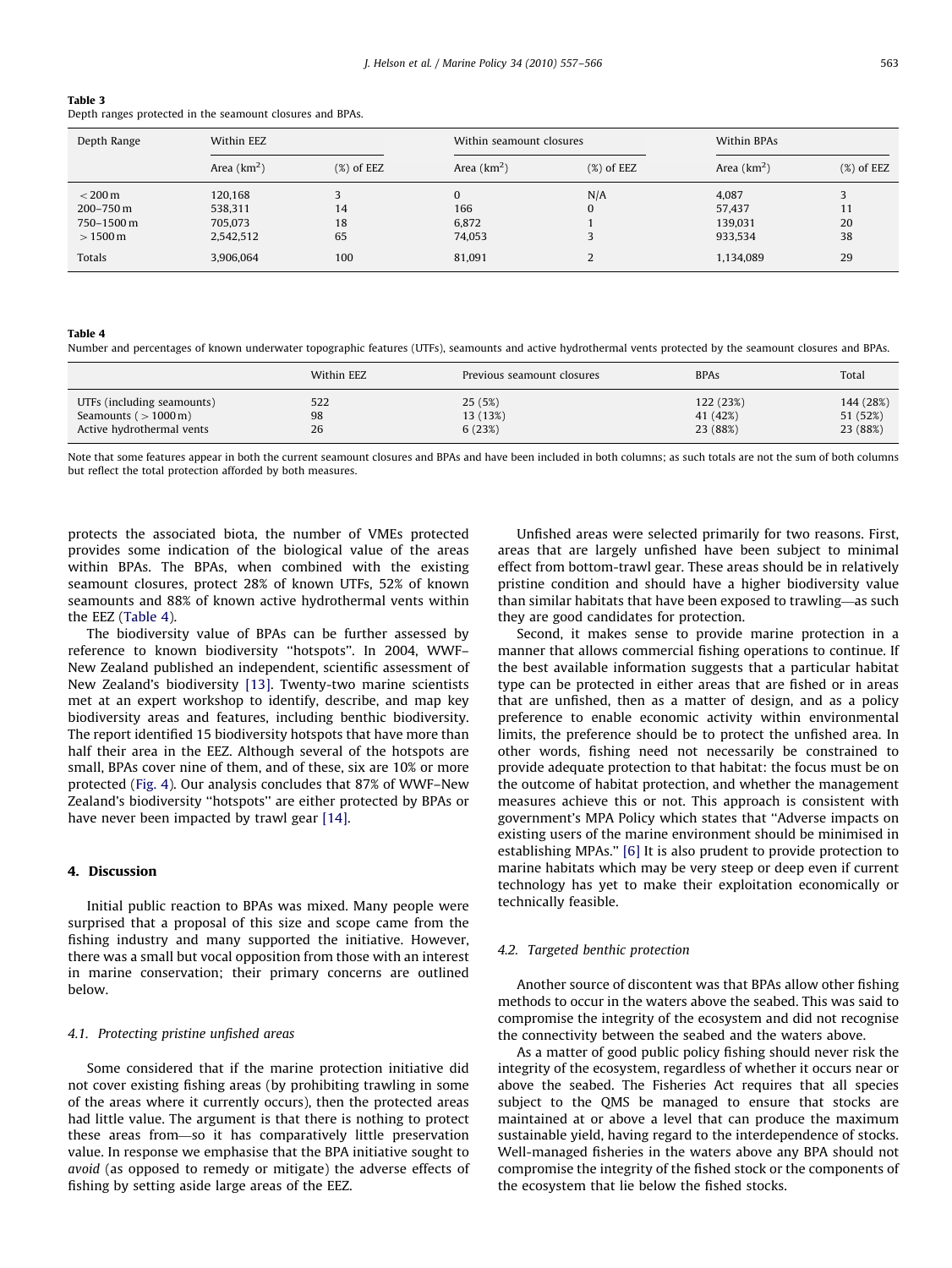**Table 3**
Depth ranges protected in the seamount closures and BPAs.

| Depth Range | Within EEZ | | Within seamount closures | | Within BPAs | |
|---|---|---|---|---|---|---|
| | Area (km$^2$) | (%) of EEZ | Area (km$^2$) | (%) of EEZ | Area (km$^2$) | (%) of EEZ |
| < 200 m | 120,168 | 3 | 0 | N/A | 4,087 | 3 |
| 200–750 m | 538,311 | 14 | 166 | 0 | 57,437 | 11 |
| 750–1500 m | 705,073 | 18 | 6,872 | 1 | 139,031 | 20 |
| > 1500 m | 2,542,512 | 65 | 74,053 | 3 | 933,534 | 38 |
| Totals | 3,906,064 | 100 | 81,091 | 2 | 1,134,089 | 29 |

**Table 4**
Number and percentages of known underwater topographic features (UTFs), seamounts and active hydrothermal vents protected by the seamount closures and BPAs.

| | Within EEZ | Previous seamount closures | BPAs | Total |
|---|---|---|---|---|
| UTFs (including seamounts) | 522 | 25 (5%) | 122 (23%) | 144 (28%) |
| Seamounts ( > 1000 m) | 98 | 13 (13%) | 41 (42%) | 51 (52%) |
| Active hydrothermal vents | 26 | 6 (23%) | 23 (88%) | 23 (88%) |

Note that some features appear in both the current seamount closures and BPAs and have been included in both columns; as such totals are not the sum of both columns but reflect the total protection afforded by both measures.

protects the associated biota, the number of VMEs protected provides some indication of the biological value of the areas within BPAs. The BPAs, when combined with the existing seamount closures, protect 28% of known UTFs, 52% of known seamounts and 88% of known active hydrothermal vents within the EEZ (Table 4).

The biodiversity value of BPAs can be further assessed by reference to known biodiversity ''hotspots''. In 2004, WWF–New Zealand published an independent, scientific assessment of New Zealand's biodiversity [13]. Twenty-two marine scientists met at an expert workshop to identify, describe, and map key biodiversity areas and features, including benthic biodiversity. The report identified 15 biodiversity hotspots that have more than half their area in the EEZ. Although several of the hotspots are small, BPAs cover nine of them, and of these, six are 10% or more protected (Fig. 4). Our analysis concludes that 87% of WWF–New Zealand's biodiversity ''hotspots'' are either protected by BPAs or have never been impacted by trawl gear [14].

## 4. Discussion

Initial public reaction to BPAs was mixed. Many people were surprised that a proposal of this size and scope came from the fishing industry and many supported the initiative. However, there was a small but vocal opposition from those with an interest in marine conservation; their primary concerns are outlined below.

### 4.1. Protecting pristine unfished areas

Some considered that if the marine protection initiative did not cover existing fishing areas (by prohibiting trawling in some of the areas where it currently occurs), then the protected areas had little value. The argument is that there is nothing to protect these areas from—so it has comparatively little preservation value. In response we emphasise that the BPA initiative sought to *avoid* (as opposed to remedy or mitigate) the adverse effects of fishing by setting aside large areas of the EEZ.

Unfished areas were selected primarily for two reasons. First, areas that are largely unfished have been subject to minimal effect from bottom-trawl gear. These areas should be in relatively pristine condition and should have a higher biodiversity value than similar habitats that have been exposed to trawling—as such they are good candidates for protection.

Second, it makes sense to provide marine protection in a manner that allows commercial fishing operations to continue. If the best available information suggests that a particular habitat type can be protected in either areas that are fished or in areas that are unfished, then as a matter of design, and as a policy preference to enable economic activity within environmental limits, the preference should be to protect the unfished area. In other words, fishing need not necessarily be constrained to provide adequate protection to that habitat: the focus must be on the outcome of habitat protection, and whether the management measures achieve this or not. This approach is consistent with government's MPA Policy which states that ''Adverse impacts on existing users of the marine environment should be minimised in establishing MPAs.'' [6] It is also prudent to provide protection to marine habitats which may be very steep or deep even if current technology has yet to make their exploitation economically or technically feasible.

### 4.2. Targeted benthic protection

Another source of discontent was that BPAs allow other fishing methods to occur in the waters above the seabed. This was said to compromise the integrity of the ecosystem and did not recognise the connectivity between the seabed and the waters above.

As a matter of good public policy fishing should never risk the integrity of the ecosystem, regardless of whether it occurs near or above the seabed. The Fisheries Act requires that all species subject to the QMS be managed to ensure that stocks are maintained at or above a level that can produce the maximum sustainable yield, having regard to the interdependence of stocks. Well-managed fisheries in the waters above any BPA should not compromise the integrity of the fished stock or the components of the ecosystem that lie below the fished stocks.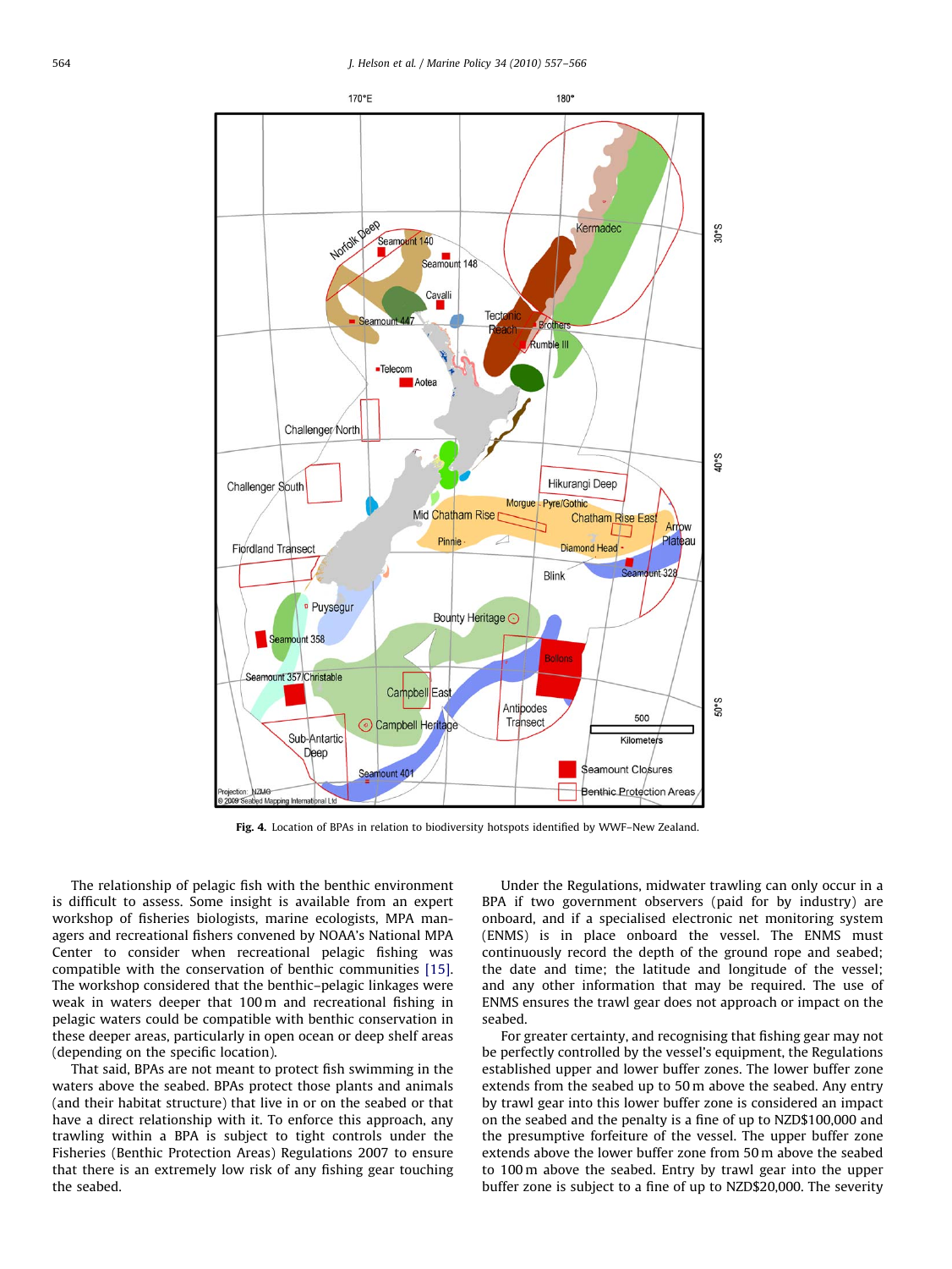**Fig. 4.** Location of BPAs in relation to biodiversity hotspots identified by WWF–New Zealand.

The relationship of pelagic fish with the benthic environment is difficult to assess. Some insight is available from an expert workshop of fisheries biologists, marine ecologists, MPA managers and recreational fishers convened by NOAA's National MPA Center to consider when recreational pelagic fishing was compatible with the conservation of benthic communities [15]. The workshop considered that the benthic–pelagic linkages were weak in waters deeper that 100 m and recreational fishing in pelagic waters could be compatible with benthic conservation in these deeper areas, particularly in open ocean or deep shelf areas (depending on the specific location).

That said, BPAs are not meant to protect fish swimming in the waters above the seabed. BPAs protect those plants and animals (and their habitat structure) that live in or on the seabed or that have a direct relationship with it. To enforce this approach, any trawling within a BPA is subject to tight controls under the Fisheries (Benthic Protection Areas) Regulations 2007 to ensure that there is an extremely low risk of any fishing gear touching the seabed.

Under the Regulations, midwater trawling can only occur in a BPA if two government observers (paid for by industry) are onboard, and if a specialised electronic net monitoring system (ENMS) is in place onboard the vessel. The ENMS must continuously record the depth of the ground rope and seabed; the date and time; the latitude and longitude of the vessel; and any other information that may be required. The use of ENMS ensures the trawl gear does not approach or impact on the seabed.

For greater certainty, and recognising that fishing gear may not be perfectly controlled by the vessel's equipment, the Regulations established upper and lower buffer zones. The lower buffer zone extends from the seabed up to 50 m above the seabed. Any entry by trawl gear into this lower buffer zone is considered an impact on the seabed and the penalty is a fine of up to NZD$100,000 and the presumptive forfeiture of the vessel. The upper buffer zone extends above the lower buffer zone from 50 m above the seabed to 100 m above the seabed. Entry by trawl gear into the upper buffer zone is subject to a fine of up to NZD$20,000. The severity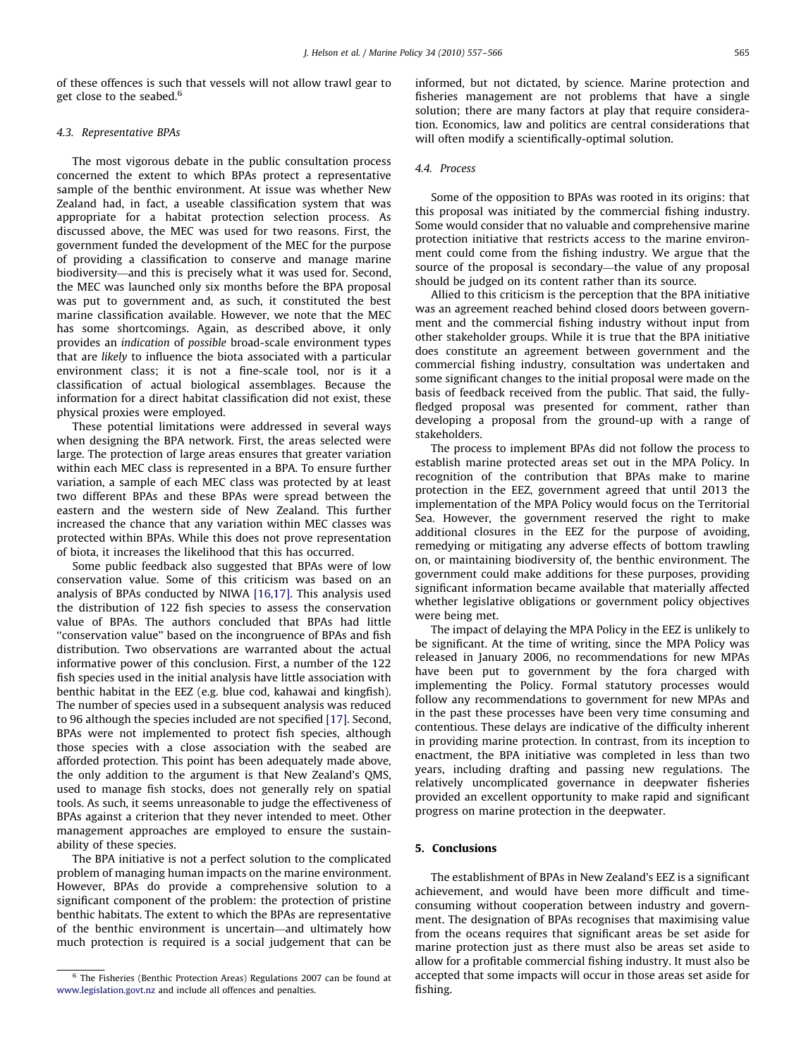of these offences is such that vessels will not allow trawl gear to get close to the seabed.[6]

### 4.3. Representative BPAs

The most vigorous debate in the public consultation process concerned the extent to which BPAs protect a representative sample of the benthic environment. At issue was whether New Zealand had, in fact, a useable classification system that was appropriate for a habitat protection selection process. As discussed above, the MEC was used for two reasons. First, the government funded the development of the MEC for the purpose of providing a classification to conserve and manage marine biodiversity—and this is precisely what it was used for. Second, the MEC was launched only six months before the BPA proposal was put to government and, as such, it constituted the best marine classification available. However, we note that the MEC has some shortcomings. Again, as described above, it only provides an *indication* of *possible* broad-scale environment types that are *likely* to influence the biota associated with a particular environment class; it is not a fine-scale tool, nor is it a classification of actual biological assemblages. Because the information for a direct habitat classification did not exist, these physical proxies were employed.

These potential limitations were addressed in several ways when designing the BPA network. First, the areas selected were large. The protection of large areas ensures that greater variation within each MEC class is represented in a BPA. To ensure further variation, a sample of each MEC class was protected by at least two different BPAs and these BPAs were spread between the eastern and the western side of New Zealand. This further increased the chance that any variation within MEC classes was protected within BPAs. While this does not prove representation of biota, it increases the likelihood that this has occurred.

Some public feedback also suggested that BPAs were of low conservation value. Some of this criticism was based on an analysis of BPAs conducted by NIWA [16,17]. This analysis used the distribution of 122 fish species to assess the conservation value of BPAs. The authors concluded that BPAs had little "conservation value" based on the incongruence of BPAs and fish distribution. Two observations are warranted about the actual informative power of this conclusion. First, a number of the 122 fish species used in the initial analysis have little association with benthic habitat in the EEZ (e.g. blue cod, kahawai and kingfish). The number of species used in a subsequent analysis was reduced to 96 although the species included are not specified [17]. Second, BPAs were not implemented to protect fish species, although those species with a close association with the seabed are afforded protection. This point has been adequately made above, the only addition to the argument is that New Zealand's QMS, used to manage fish stocks, does not generally rely on spatial tools. As such, it seems unreasonable to judge the effectiveness of BPAs against a criterion that they never intended to meet. Other management approaches are employed to ensure the sustainability of these species.

The BPA initiative is not a perfect solution to the complicated problem of managing human impacts on the marine environment. However, BPAs do provide a comprehensive solution to a significant component of the problem: the protection of pristine benthic habitats. The extent to which the BPAs are representative of the benthic environment is uncertain—and ultimately how much protection is required is a social judgement that can be informed, but not dictated, by science. Marine protection and fisheries management are not problems that have a single solution; there are many factors at play that require consideration. Economics, law and politics are central considerations that will often modify a scientifically-optimal solution.

### 4.4. Process

Some of the opposition to BPAs was rooted in its origins: that this proposal was initiated by the commercial fishing industry. Some would consider that no valuable and comprehensive marine protection initiative that restricts access to the marine environment could come from the fishing industry. We argue that the source of the proposal is secondary—the value of any proposal should be judged on its content rather than its source.

Allied to this criticism is the perception that the BPA initiative was an agreement reached behind closed doors between government and the commercial fishing industry without input from other stakeholder groups. While it is true that the BPA initiative does constitute an agreement between government and the commercial fishing industry, consultation was undertaken and some significant changes to the initial proposal were made on the basis of feedback received from the public. That said, the fully-fledged proposal was presented for comment, rather than developing a proposal from the ground-up with a range of stakeholders.

The process to implement BPAs did not follow the process to establish marine protected areas set out in the MPA Policy. In recognition of the contribution that BPAs make to marine protection in the EEZ, government agreed that until 2013 the implementation of the MPA Policy would focus on the Territorial Sea. However, the government reserved the right to make additional closures in the EEZ for the purpose of avoiding, remedying or mitigating any adverse effects of bottom trawling on, or maintaining biodiversity of, the benthic environment. The government could make additions for these purposes, providing significant information became available that materially affected whether legislative obligations or government policy objectives were being met.

The impact of delaying the MPA Policy in the EEZ is unlikely to be significant. At the time of writing, since the MPA Policy was released in January 2006, no recommendations for new MPAs have been put to government by the fora charged with implementing the Policy. Formal statutory processes would follow any recommendations to government for new MPAs and in the past these processes have been very time consuming and contentious. These delays are indicative of the difficulty inherent in providing marine protection. In contrast, from its inception to enactment, the BPA initiative was completed in less than two years, including drafting and passing new regulations. The relatively uncomplicated governance in deepwater fisheries provided an excellent opportunity to make rapid and significant progress on marine protection in the deepwater.

## 5. Conclusions

The establishment of BPAs in New Zealand's EEZ is a significant achievement, and would have been more difficult and time-consuming without cooperation between industry and government. The designation of BPAs recognises that maximising value from the oceans requires that significant areas be set aside for marine protection just as there must also be areas set aside to allow for a profitable commercial fishing industry. It must also be accepted that some impacts will occur in those areas set aside for fishing.

[6] The Fisheries (Benthic Protection Areas) Regulations 2007 can be found at www.legislation.govt.nz and include all offences and penalties.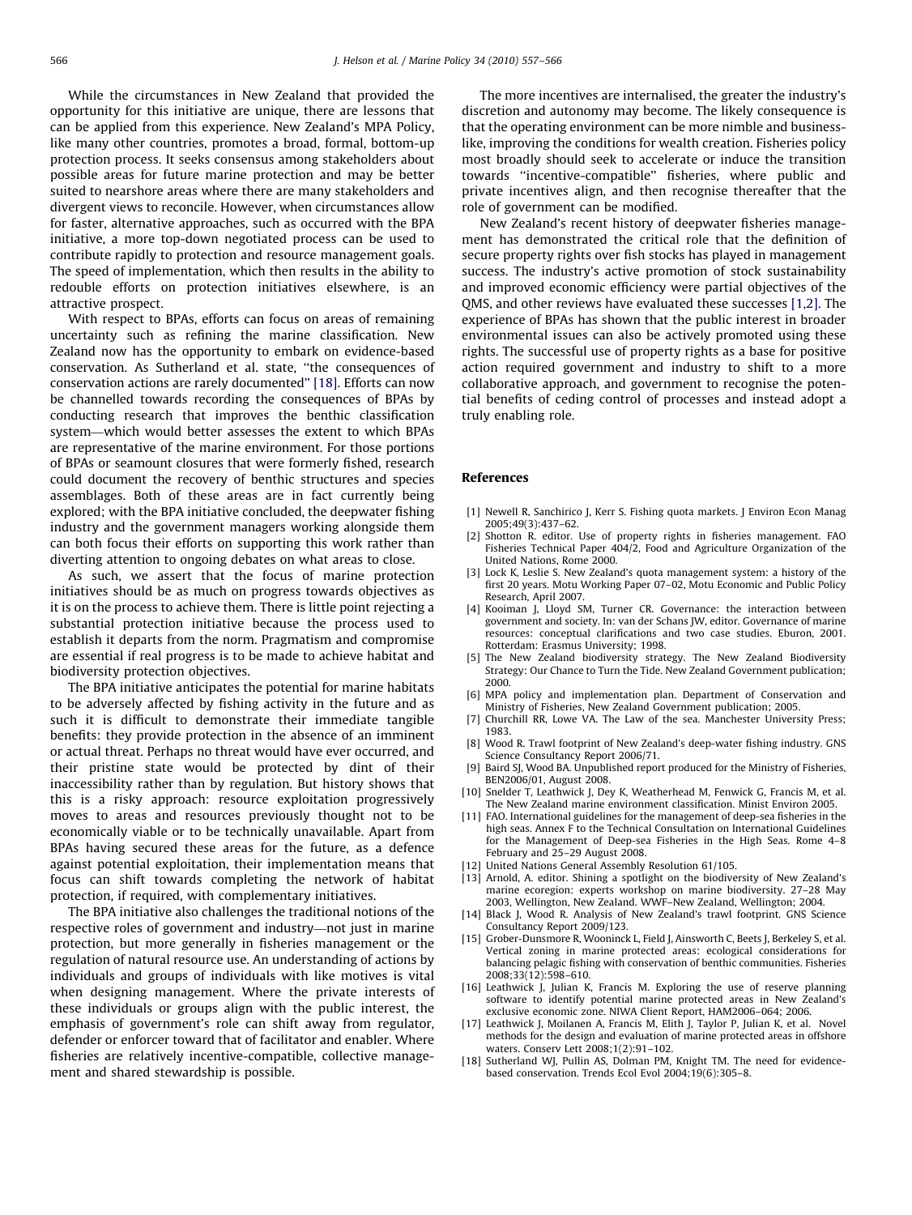While the circumstances in New Zealand that provided the opportunity for this initiative are unique, there are lessons that can be applied from this experience. New Zealand's MPA Policy, like many other countries, promotes a broad, formal, bottom-up protection process. It seeks consensus among stakeholders about possible areas for future marine protection and may be better suited to nearshore areas where there are many stakeholders and divergent views to reconcile. However, when circumstances allow for faster, alternative approaches, such as occurred with the BPA initiative, a more top-down negotiated process can be used to contribute rapidly to protection and resource management goals. The speed of implementation, which then results in the ability to redouble efforts on protection initiatives elsewhere, is an attractive prospect.

With respect to BPAs, efforts can focus on areas of remaining uncertainty such as refining the marine classification. New Zealand now has the opportunity to embark on evidence-based conservation. As Sutherland et al. state, "the consequences of conservation actions are rarely documented" [18]. Efforts can now be channelled towards recording the consequences of BPAs by conducting research that improves the benthic classification system—which would better assesses the extent to which BPAs are representative of the marine environment. For those portions of BPAs or seamount closures that were formerly fished, research could document the recovery of benthic structures and species assemblages. Both of these areas are in fact currently being explored; with the BPA initiative concluded, the deepwater fishing industry and the government managers working alongside them can both focus their efforts on supporting this work rather than diverting attention to ongoing debates on what areas to close.

As such, we assert that the focus of marine protection initiatives should be as much on progress towards objectives as it is on the process to achieve them. There is little point rejecting a substantial protection initiative because the process used to establish it departs from the norm. Pragmatism and compromise are essential if real progress is to be made to achieve habitat and biodiversity protection objectives.

The BPA initiative anticipates the potential for marine habitats to be adversely affected by fishing activity in the future and as such it is difficult to demonstrate their immediate tangible benefits: they provide protection in the absence of an imminent or actual threat. Perhaps no threat would have ever occurred, and their pristine state would be protected by dint of their inaccessibility rather than by regulation. But history shows that this is a risky approach: resource exploitation progressively moves to areas and resources previously thought not to be economically viable or to be technically unavailable. Apart from BPAs having secured these areas for the future, as a defence against potential exploitation, their implementation means that focus can shift towards completing the network of habitat protection, if required, with complementary initiatives.

The BPA initiative also challenges the traditional notions of the respective roles of government and industry—not just in marine protection, but more generally in fisheries management or the regulation of natural resource use. An understanding of actions by individuals and groups of individuals with like motives is vital when designing management. Where the private interests of these individuals or groups align with the public interest, the emphasis of government's role can shift away from regulator, defender or enforcer toward that of facilitator and enabler. Where fisheries are relatively incentive-compatible, collective management and shared stewardship is possible.

The more incentives are internalised, the greater the industry's discretion and autonomy may become. The likely consequence is that the operating environment can be more nimble and business-like, improving the conditions for wealth creation. Fisheries policy most broadly should seek to accelerate or induce the transition towards "incentive-compatible" fisheries, where public and private incentives align, and then recognise thereafter that the role of government can be modified.

New Zealand's recent history of deepwater fisheries management has demonstrated the critical role that the definition of secure property rights over fish stocks has played in management success. The industry's active promotion of stock sustainability and improved economic efficiency were partial objectives of the QMS, and other reviews have evaluated these successes [1,2]. The experience of BPAs has shown that the public interest in broader environmental issues can also be actively promoted using these rights. The successful use of property rights as a base for positive action required government and industry to shift to a more collaborative approach, and government to recognise the potential benefits of ceding control of processes and instead adopt a truly enabling role.

## References

[1] Newell R, Sanchirico J, Kerr S. Fishing quota markets. J Environ Econ Manag 2005;49(3):437–62.

[2] Shotton R. editor. Use of property rights in fisheries management. FAO Fisheries Technical Paper 404/2, Food and Agriculture Organization of the United Nations, Rome 2000.

[3] Lock K, Leslie S. New Zealand's quota management system: a history of the first 20 years. Motu Working Paper 07–02, Motu Economic and Public Policy Research, April 2007.

[4] Kooiman J, Lloyd SM, Turner CR. Governance: the interaction between government and society. In: van der Schans JW, editor. Governance of marine resources: conceptual clarifications and two case studies. Eburon, 2001. Rotterdam: Erasmus University; 1998.

[5] The New Zealand biodiversity strategy. The New Zealand Biodiversity Strategy: Our Chance to Turn the Tide. New Zealand Government publication; 2000.

[6] MPA policy and implementation plan. Department of Conservation and Ministry of Fisheries, New Zealand Government publication; 2005.

[7] Churchill RR, Lowe VA. The Law of the sea. Manchester University Press; 1983.

[8] Wood R. Trawl footprint of New Zealand's deep-water fishing industry. GNS Science Consultancy Report 2006/71.

[9] Baird SJ, Wood BA. Unpublished report produced for the Ministry of Fisheries, BEN2006/01, August 2008.

[10] Snelder T, Leathwick J, Dey K, Weatherhead M, Fenwick G, Francis M, et al. The New Zealand marine environment classification. Minist Environ 2005.

[11] FAO. International guidelines for the management of deep-sea fisheries in the high seas. Annex F to the Technical Consultation on International Guidelines for the Management of Deep-sea Fisheries in the High Seas. Rome 4–8 February and 25–29 August 2008.

[12] United Nations General Assembly Resolution 61/105.

[13] Arnold, A. editor. Shining a spotlight on the biodiversity of New Zealand's marine ecoregion: experts workshop on marine biodiversity. 27–28 May 2003, Wellington, New Zealand. WWF–New Zealand, Wellington; 2004.

[14] Black J, Wood R. Analysis of New Zealand's trawl footprint. GNS Science Consultancy Report 2009/123.

[15] Grober-Dunsmore R, Wooninck L, Field J, Ainsworth C, Beets J, Berkeley S, et al. Vertical zoning in marine protected areas: ecological considerations for balancing pelagic fishing with conservation of benthic communities. Fisheries 2008;33(12):598–610.

[16] Leathwick J, Julian K, Francis M. Exploring the use of reserve planning software to identify potential marine protected areas in New Zealand's exclusive economic zone. NIWA Client Report, HAM2006–064; 2006.

[17] Leathwick J, Moilanen A, Francis M, Elith J, Taylor P, Julian K, et al. Novel methods for the design and evaluation of marine protected areas in offshore waters. Conserv Lett 2008;1(2):91–102.

[18] Sutherland WJ, Pullin AS, Dolman PM, Knight TM. The need for evidence-based conservation. Trends Ecol Evol 2004;19(6):305–8.